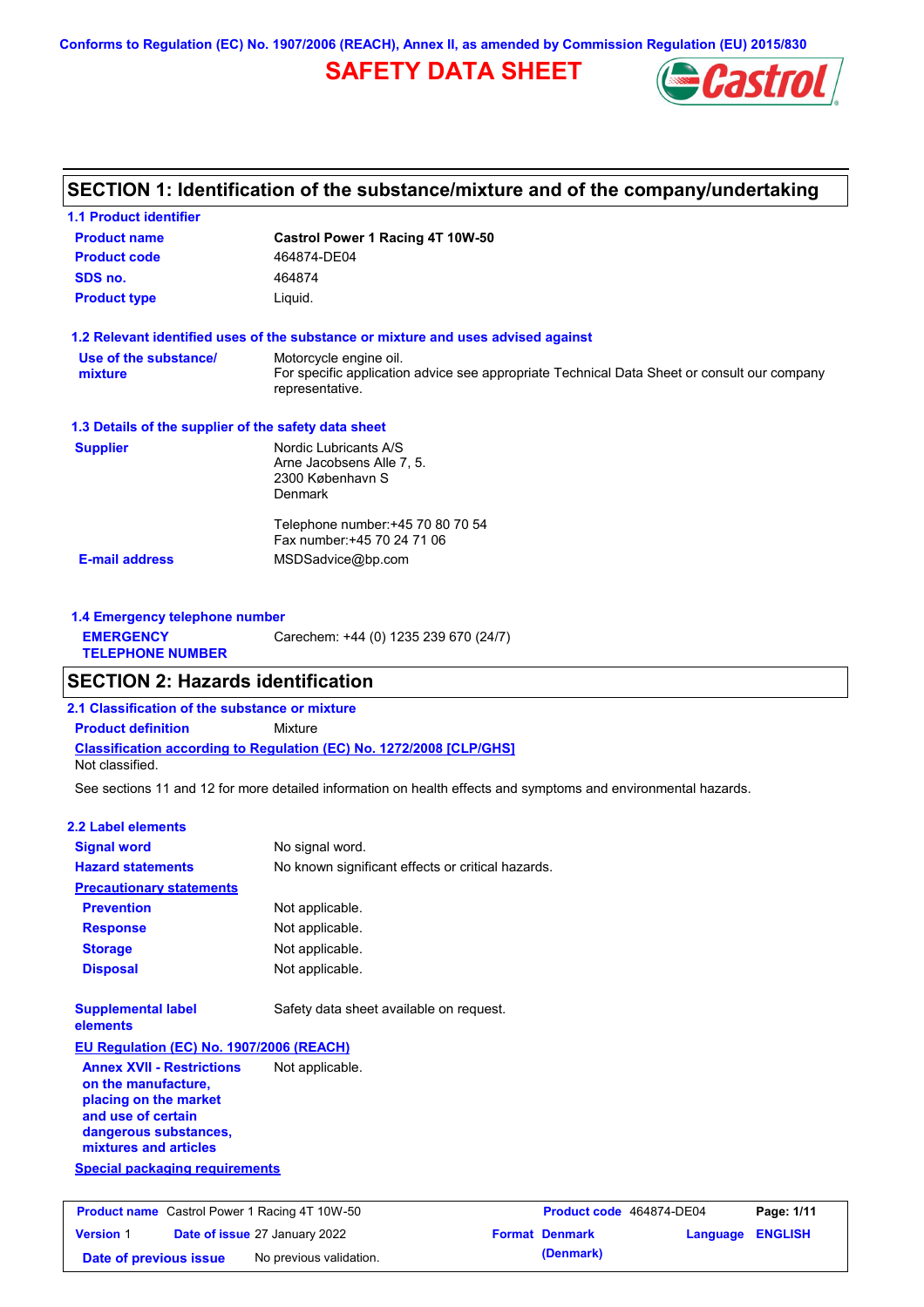Conforms to Regulation (EC) No. 1907/2006 (REACH), Annex II, as amended by Commission Regulation (EU) 2015/830

# SAFETY DATA SHEET

## SECTION 1: Identification of the substance/mixture and of the company/undertaking

### 1.1 Product identifier

| | |
|---|---|
| **Product name** | **Castrol Power 1 Racing 4T 10W-50** |
| **Product code** | 464874-DE04 |
| **SDS no.** | 464874 |
| **Product type** | Liquid. |

### 1.2 Relevant identified uses of the substance or mixture and uses advised against

**Use of the substance/ mixture**: Motorcycle engine oil.
For specific application advice see appropriate Technical Data Sheet or consult our company representative.

### 1.3 Details of the supplier of the safety data sheet

**Supplier**: Nordic Lubricants A/S
Arne Jacobsens Alle 7, 5.
2300 København S
Denmark

Telephone number:+45 70 80 70 54
Fax number:+45 70 24 71 06

**E-mail address**: MSDSadvice@bp.com

### 1.4 Emergency telephone number

**EMERGENCY TELEPHONE NUMBER**: Carechem: +44 (0) 1235 239 670 (24/7)

## SECTION 2: Hazards identification

### 2.1 Classification of the substance or mixture

**Product definition**: Mixture

**Classification according to Regulation (EC) No. 1272/2008 [CLP/GHS]**

Not classified.

See sections 11 and 12 for more detailed information on health effects and symptoms and environmental hazards.

### 2.2 Label elements

| | |
|---|---|
| **Signal word** | No signal word. |
| **Hazard statements** | No known significant effects or critical hazards. |

**Precautionary statements**

| | |
|---|---|
| **Prevention** | Not applicable. |
| **Response** | Not applicable. |
| **Storage** | Not applicable. |
| **Disposal** | Not applicable. |

**Supplemental label elements**: Safety data sheet available on request.

**EU Regulation (EC) No. 1907/2006 (REACH)**

**Annex XVII - Restrictions on the manufacture, placing on the market and use of certain dangerous substances, mixtures and articles**: Not applicable.

**Special packaging requirements**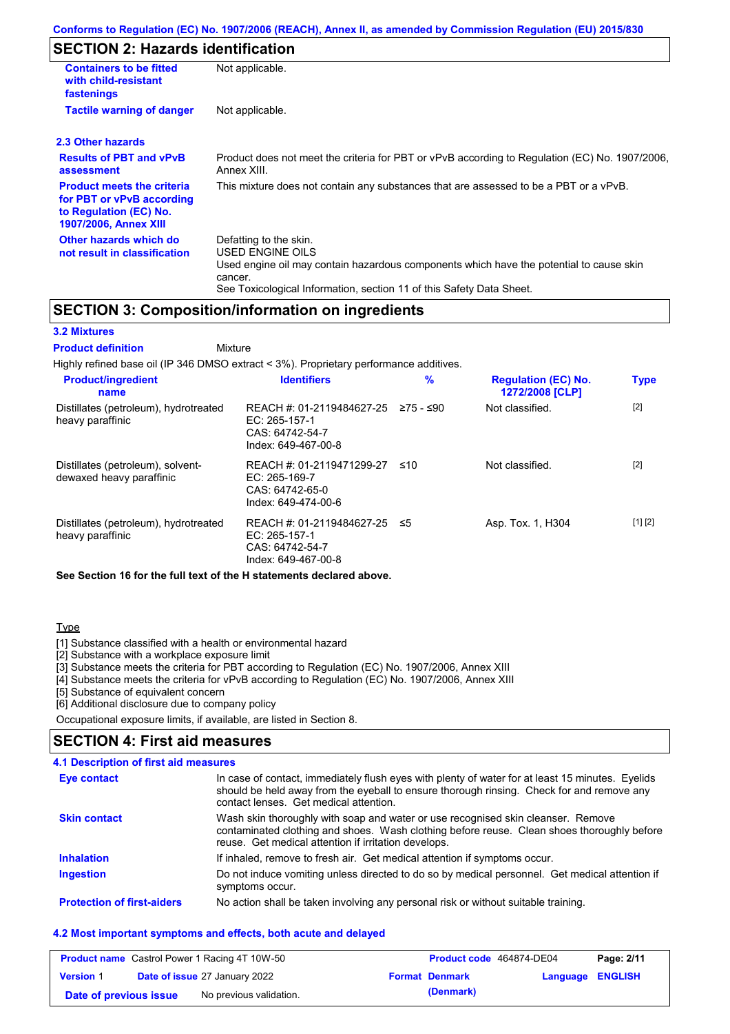## SECTION 2: Hazards identification

| | |
|---|---|
| **Containers to be fitted with child-resistant fastenings** | Not applicable. |
| **Tactile warning of danger** | Not applicable. |

### 2.3 Other hazards

| | |
|---|---|
| **Results of PBT and vPvB assessment** | Product does not meet the criteria for PBT or vPvB according to Regulation (EC) No. 1907/2006, Annex XIII. |
| **Product meets the criteria for PBT or vPvB according to Regulation (EC) No. 1907/2006, Annex XIII** | This mixture does not contain any substances that are assessed to be a PBT or a vPvB. |
| **Other hazards which do not result in classification** | Defatting to the skin.<br>USED ENGINE OILS<br>Used engine oil may contain hazardous components which have the potential to cause skin cancer.<br>See Toxicological Information, section 11 of this Safety Data Sheet. |

## SECTION 3: Composition/information on ingredients

### 3.2 Mixtures

**Product definition** Mixture

Highly refined base oil (IP 346 DMSO extract < 3%). Proprietary performance additives.

| Product/ingredient name | Identifiers | % | Regulation (EC) No. 1272/2008 [CLP] | Type |
|---|---|---|---|---|
| Distillates (petroleum), hydrotreated heavy paraffinic | REACH #: 01-2119484627-25<br>EC: 265-157-1<br>CAS: 64742-54-7<br>Index: 649-467-00-8 | ≥75 - ≤90 | Not classified. | [2] |
| Distillates (petroleum), solvent-dewaxed heavy paraffinic | REACH #: 01-2119471299-27<br>EC: 265-169-7<br>CAS: 64742-65-0<br>Index: 649-474-00-6 | ≤10 | Not classified. | [2] |
| Distillates (petroleum), hydrotreated heavy paraffinic | REACH #: 01-2119484627-25<br>EC: 265-157-1<br>CAS: 64742-54-7<br>Index: 649-467-00-8 | ≤5 | Asp. Tox. 1, H304 | [1] [2] |

**See Section 16 for the full text of the H statements declared above.**

Type

[1] Substance classified with a health or environmental hazard
[2] Substance with a workplace exposure limit
[3] Substance meets the criteria for PBT according to Regulation (EC) No. 1907/2006, Annex XIII
[4] Substance meets the criteria for vPvB according to Regulation (EC) No. 1907/2006, Annex XIII
[5] Substance of equivalent concern
[6] Additional disclosure due to company policy

Occupational exposure limits, if available, are listed in Section 8.

## SECTION 4: First aid measures

### 4.1 Description of first aid measures

| | |
|---|---|
| **Eye contact** | In case of contact, immediately flush eyes with plenty of water for at least 15 minutes. Eyelids should be held away from the eyeball to ensure thorough rinsing. Check for and remove any contact lenses. Get medical attention. |
| **Skin contact** | Wash skin thoroughly with soap and water or use recognised skin cleanser. Remove contaminated clothing and shoes. Wash clothing before reuse. Clean shoes thoroughly before reuse. Get medical attention if irritation develops. |
| **Inhalation** | If inhaled, remove to fresh air. Get medical attention if symptoms occur. |
| **Ingestion** | Do not induce vomiting unless directed to do so by medical personnel. Get medical attention if symptoms occur. |
| **Protection of first-aiders** | No action shall be taken involving any personal risk or without suitable training. |

### 4.2 Most important symptoms and effects, both acute and delayed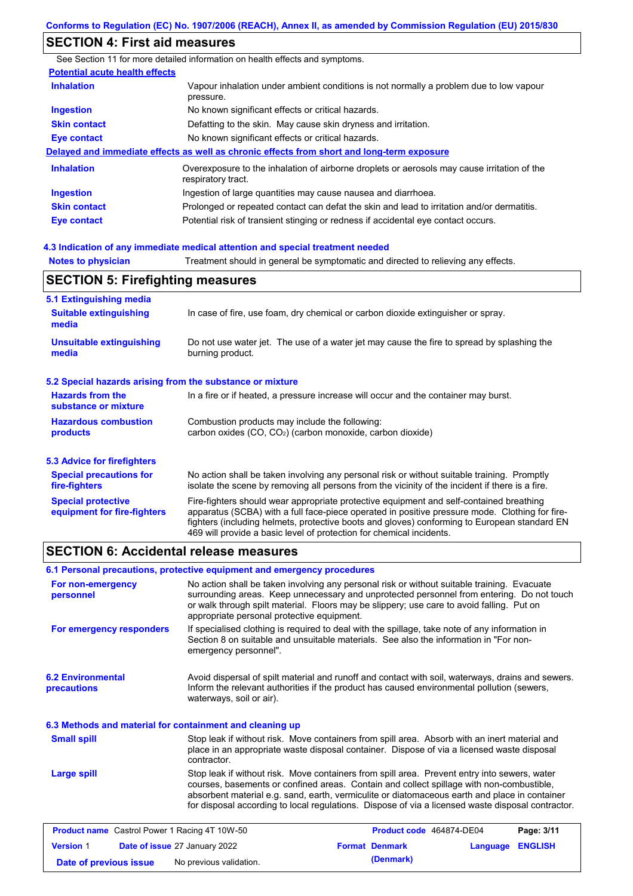## SECTION 4: First aid measures

See Section 11 for more detailed information on health effects and symptoms.

**Potential acute health effects**

| | |
|---|---|
| **Inhalation** | Vapour inhalation under ambient conditions is not normally a problem due to low vapour pressure. |
| **Ingestion** | No known significant effects or critical hazards. |
| **Skin contact** | Defatting to the skin. May cause skin dryness and irritation. |
| **Eye contact** | No known significant effects or critical hazards. |

**Delayed and immediate effects as well as chronic effects from short and long-term exposure**

| | |
|---|---|
| **Inhalation** | Overexposure to the inhalation of airborne droplets or aerosols may cause irritation of the respiratory tract. |
| **Ingestion** | Ingestion of large quantities may cause nausea and diarrhoea. |
| **Skin contact** | Prolonged or repeated contact can defat the skin and lead to irritation and/or dermatitis. |
| **Eye contact** | Potential risk of transient stinging or redness if accidental eye contact occurs. |

### 4.3 Indication of any immediate medical attention and special treatment needed

| | |
|---|---|
| **Notes to physician** | Treatment should in general be symptomatic and directed to relieving any effects. |

## SECTION 5: Firefighting measures

### 5.1 Extinguishing media

| | |
|---|---|
| **Suitable extinguishing media** | In case of fire, use foam, dry chemical or carbon dioxide extinguisher or spray. |
| **Unsuitable extinguishing media** | Do not use water jet. The use of a water jet may cause the fire to spread by splashing the burning product. |

### 5.2 Special hazards arising from the substance or mixture

| | |
|---|---|
| **Hazards from the substance or mixture** | In a fire or if heated, a pressure increase will occur and the container may burst. |
| **Hazardous combustion products** | Combustion products may include the following: carbon oxides (CO, $CO_2$) (carbon monoxide, carbon dioxide) |

### 5.3 Advice for firefighters

| | |
|---|---|
| **Special precautions for fire-fighters** | No action shall be taken involving any personal risk or without suitable training. Promptly isolate the scene by removing all persons from the vicinity of the incident if there is a fire. |
| **Special protective equipment for fire-fighters** | Fire-fighters should wear appropriate protective equipment and self-contained breathing apparatus (SCBA) with a full face-piece operated in positive pressure mode. Clothing for fire-fighters (including helmets, protective boots and gloves) conforming to European standard EN 469 will provide a basic level of protection for chemical incidents. |

## SECTION 6: Accidental release measures

### 6.1 Personal precautions, protective equipment and emergency procedures

| | |
|---|---|
| **For non-emergency personnel** | No action shall be taken involving any personal risk or without suitable training. Evacuate surrounding areas. Keep unnecessary and unprotected personnel from entering. Do not touch or walk through spilt material. Floors may be slippery; use care to avoid falling. Put on appropriate personal protective equipment. |
| **For emergency responders** | If specialised clothing is required to deal with the spillage, take note of any information in Section 8 on suitable and unsuitable materials. See also the information in "For non-emergency personnel". |

| | |
|---|---|
| **6.2 Environmental precautions** | Avoid dispersal of spilt material and runoff and contact with soil, waterways, drains and sewers. Inform the relevant authorities if the product has caused environmental pollution (sewers, waterways, soil or air). |

### 6.3 Methods and material for containment and cleaning up

| | |
|---|---|
| **Small spill** | Stop leak if without risk. Move containers from spill area. Absorb with an inert material and place in an appropriate waste disposal container. Dispose of via a licensed waste disposal contractor. |
| **Large spill** | Stop leak if without risk. Move containers from spill area. Prevent entry into sewers, water courses, basements or confined areas. Contain and collect spillage with non-combustible, absorbent material e.g. sand, earth, vermiculite or diatomaceous earth and place in container for disposal according to local regulations. Dispose of via a licensed waste disposal contractor. |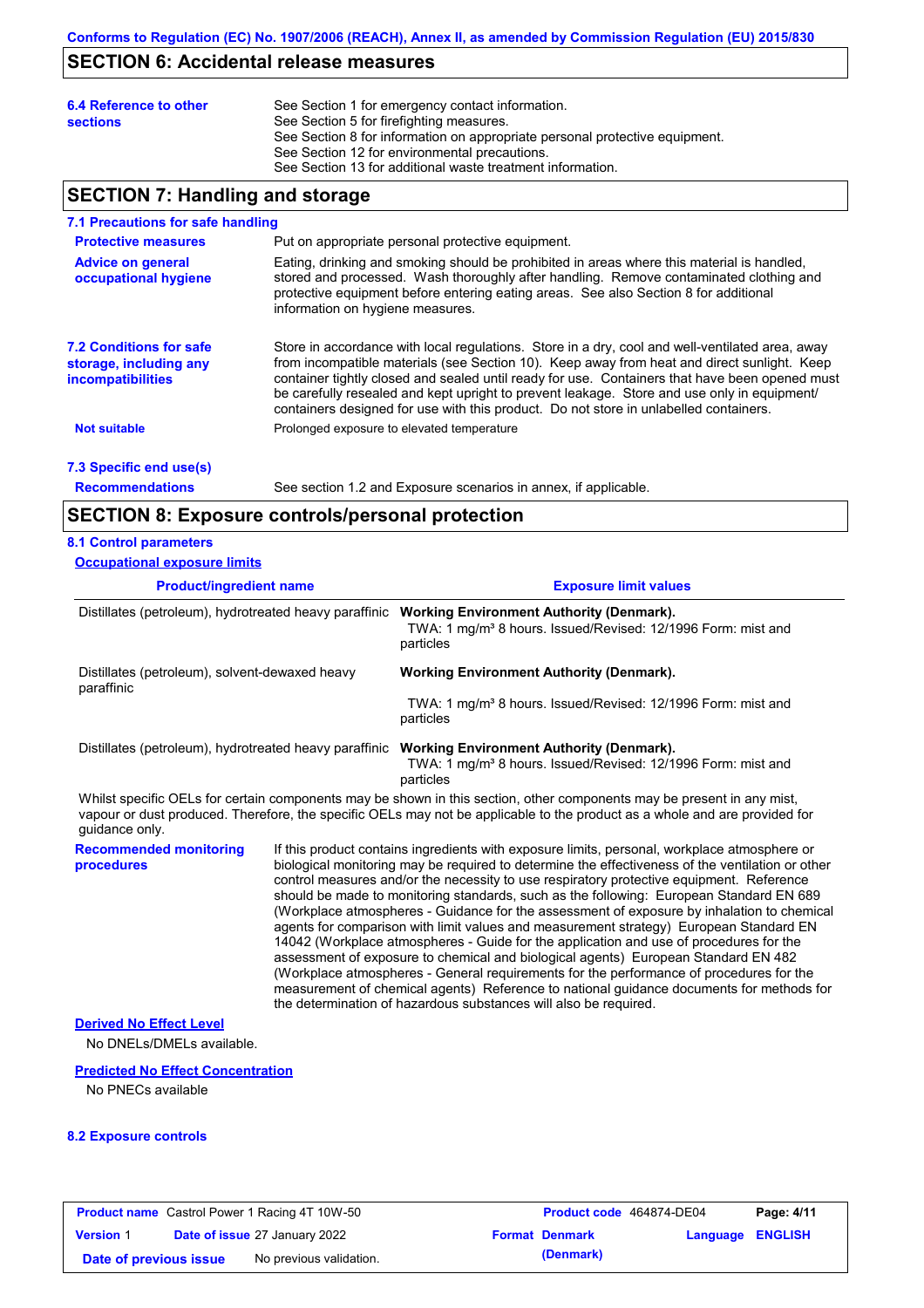## SECTION 6: Accidental release measures

**6.4 Reference to other sections**

See Section 1 for emergency contact information.
See Section 5 for firefighting measures.
See Section 8 for information on appropriate personal protective equipment.
See Section 12 for environmental precautions.
See Section 13 for additional waste treatment information.

## SECTION 7: Handling and storage

### 7.1 Precautions for safe handling

**Protective measures**

Put on appropriate personal protective equipment.

**Advice on general occupational hygiene**

Eating, drinking and smoking should be prohibited in areas where this material is handled, stored and processed. Wash thoroughly after handling. Remove contaminated clothing and protective equipment before entering eating areas. See also Section 8 for additional information on hygiene measures.

### 7.2 Conditions for safe storage, including any incompatibilities

Store in accordance with local regulations. Store in a dry, cool and well-ventilated area, away from incompatible materials (see Section 10). Keep away from heat and direct sunlight. Keep container tightly closed and sealed until ready for use. Containers that have been opened must be carefully resealed and kept upright to prevent leakage. Store and use only in equipment/ containers designed for use with this product. Do not store in unlabelled containers.

**Not suitable**

Prolonged exposure to elevated temperature

### 7.3 Specific end use(s)

**Recommendations**

See section 1.2 and Exposure scenarios in annex, if applicable.

## SECTION 8: Exposure controls/personal protection

### 8.1 Control parameters

**Occupational exposure limits**

| Product/ingredient name | Exposure limit values |
|---|---|
| Distillates (petroleum), hydrotreated heavy paraffinic | **Working Environment Authority (Denmark).** TWA: 1 mg/m³ 8 hours. Issued/Revised: 12/1996 Form: mist and particles |
| Distillates (petroleum), solvent-dewaxed heavy paraffinic | **Working Environment Authority (Denmark).** TWA: 1 mg/m³ 8 hours. Issued/Revised: 12/1996 Form: mist and particles |
| Distillates (petroleum), hydrotreated heavy paraffinic | **Working Environment Authority (Denmark).** TWA: 1 mg/m³ 8 hours. Issued/Revised: 12/1996 Form: mist and particles |

Whilst specific OELs for certain components may be shown in this section, other components may be present in any mist, vapour or dust produced. Therefore, the specific OELs may not be applicable to the product as a whole and are provided for guidance only.

**Recommended monitoring procedures**

If this product contains ingredients with exposure limits, personal, workplace atmosphere or biological monitoring may be required to determine the effectiveness of the ventilation or other control measures and/or the necessity to use respiratory protective equipment. Reference should be made to monitoring standards, such as the following: European Standard EN 689 (Workplace atmospheres - Guidance for the assessment of exposure by inhalation to chemical agents for comparison with limit values and measurement strategy) European Standard EN 14042 (Workplace atmospheres - Guide for the application and use of procedures for the assessment of exposure to chemical and biological agents) European Standard EN 482 (Workplace atmospheres - General requirements for the performance of procedures for the measurement of chemical agents) Reference to national guidance documents for methods for the determination of hazardous substances will also be required.

**Derived No Effect Level**

No DNELs/DMELs available.

**Predicted No Effect Concentration**

No PNECs available

### 8.2 Exposure controls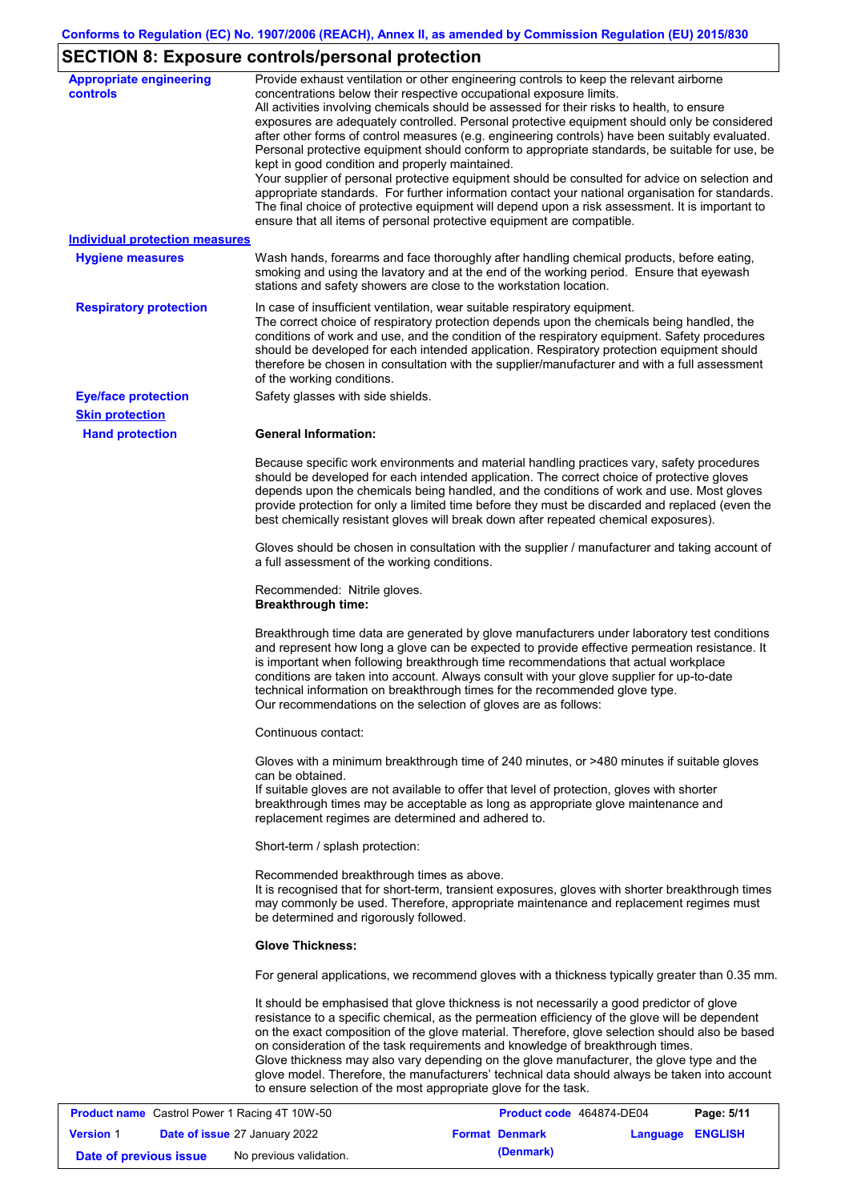## SECTION 8: Exposure controls/personal protection

**Appropriate engineering controls**

Provide exhaust ventilation or other engineering controls to keep the relevant airborne concentrations below their respective occupational exposure limits.
All activities involving chemicals should be assessed for their risks to health, to ensure exposures are adequately controlled. Personal protective equipment should only be considered after other forms of control measures (e.g. engineering controls) have been suitably evaluated. Personal protective equipment should conform to appropriate standards, be suitable for use, be kept in good condition and properly maintained.
Your supplier of personal protective equipment should be consulted for advice on selection and appropriate standards. For further information contact your national organisation for standards. The final choice of protective equipment will depend upon a risk assessment. It is important to ensure that all items of personal protective equipment are compatible.

### Individual protection measures

**Hygiene measures**

Wash hands, forearms and face thoroughly after handling chemical products, before eating, smoking and using the lavatory and at the end of the working period. Ensure that eyewash stations and safety showers are close to the workstation location.

**Respiratory protection**

In case of insufficient ventilation, wear suitable respiratory equipment.
The correct choice of respiratory protection depends upon the chemicals being handled, the conditions of work and use, and the condition of the respiratory equipment. Safety procedures should be developed for each intended application. Respiratory protection equipment should therefore be chosen in consultation with the supplier/manufacturer and with a full assessment of the working conditions.

**Eye/face protection**

Safety glasses with side shields.

**Skin protection**

**Hand protection**

**General Information:**

Because specific work environments and material handling practices vary, safety procedures should be developed for each intended application. The correct choice of protective gloves depends upon the chemicals being handled, and the conditions of work and use. Most gloves provide protection for only a limited time before they must be discarded and replaced (even the best chemically resistant gloves will break down after repeated chemical exposures).

Gloves should be chosen in consultation with the supplier / manufacturer and taking account of a full assessment of the working conditions.

Recommended: Nitrile gloves.
**Breakthrough time:**

Breakthrough time data are generated by glove manufacturers under laboratory test conditions and represent how long a glove can be expected to provide effective permeation resistance. It is important when following breakthrough time recommendations that actual workplace conditions are taken into account. Always consult with your glove supplier for up-to-date technical information on breakthrough times for the recommended glove type.
Our recommendations on the selection of gloves are as follows:

Continuous contact:

Gloves with a minimum breakthrough time of 240 minutes, or >480 minutes if suitable gloves can be obtained.
If suitable gloves are not available to offer that level of protection, gloves with shorter breakthrough times may be acceptable as long as appropriate glove maintenance and replacement regimes are determined and adhered to.

Short-term / splash protection:

Recommended breakthrough times as above.
It is recognised that for short-term, transient exposures, gloves with shorter breakthrough times may commonly be used. Therefore, appropriate maintenance and replacement regimes must be determined and rigorously followed.

**Glove Thickness:**

For general applications, we recommend gloves with a thickness typically greater than 0.35 mm.

It should be emphasised that glove thickness is not necessarily a good predictor of glove resistance to a specific chemical, as the permeation efficiency of the glove will be dependent on the exact composition of the glove material. Therefore, glove selection should also be based on consideration of the task requirements and knowledge of breakthrough times.
Glove thickness may also vary depending on the glove manufacturer, the glove type and the glove model. Therefore, the manufacturers' technical data should always be taken into account to ensure selection of the most appropriate glove for the task.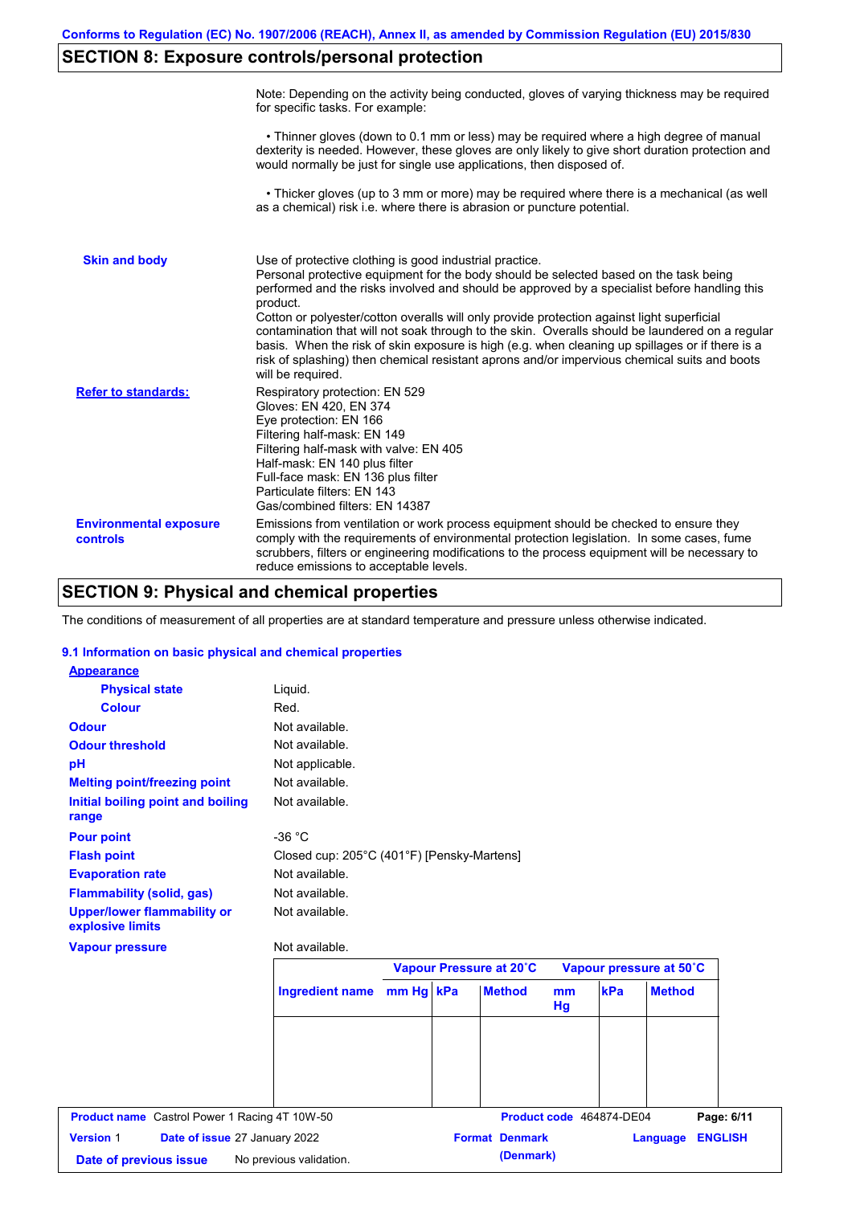## SECTION 8: Exposure controls/personal protection

Note: Depending on the activity being conducted, gloves of varying thickness may be required for specific tasks. For example:

• Thinner gloves (down to 0.1 mm or less) may be required where a high degree of manual dexterity is needed. However, these gloves are only likely to give short duration protection and would normally be just for single use applications, then disposed of.

• Thicker gloves (up to 3 mm or more) may be required where there is a mechanical (as well as a chemical) risk i.e. where there is abrasion or puncture potential.

**Skin and body**

Use of protective clothing is good industrial practice.
Personal protective equipment for the body should be selected based on the task being performed and the risks involved and should be approved by a specialist before handling this product.
Cotton or polyester/cotton overalls will only provide protection against light superficial contamination that will not soak through to the skin. Overalls should be laundered on a regular basis. When the risk of skin exposure is high (e.g. when cleaning up spillages or if there is a risk of splashing) then chemical resistant aprons and/or impervious chemical suits and boots will be required.

**Refer to standards:**

Respiratory protection: EN 529
Gloves: EN 420, EN 374
Eye protection: EN 166
Filtering half-mask: EN 149
Filtering half-mask with valve: EN 405
Half-mask: EN 140 plus filter
Full-face mask: EN 136 plus filter
Particulate filters: EN 143
Gas/combined filters: EN 14387

**Environmental exposure controls**

Emissions from ventilation or work process equipment should be checked to ensure they comply with the requirements of environmental protection legislation. In some cases, fume scrubbers, filters or engineering modifications to the process equipment will be necessary to reduce emissions to acceptable levels.

## SECTION 9: Physical and chemical properties

The conditions of measurement of all properties are at standard temperature and pressure unless otherwise indicated.

### 9.1 Information on basic physical and chemical properties

**Appearance**

| | |
|---|---|
| **Physical state** | Liquid. |
| **Colour** | Red. |
| **Odour** | Not available. |
| **Odour threshold** | Not available. |
| **pH** | Not applicable. |
| **Melting point/freezing point** | Not available. |
| **Initial boiling point and boiling range** | Not available. |
| **Pour point** | -36 °C |
| **Flash point** | Closed cup: 205°C (401°F) [Pensky-Martens] |
| **Evaporation rate** | Not available. |
| **Flammability (solid, gas)** | Not available. |
| **Upper/lower flammability or explosive limits** | Not available. |
| **Vapour pressure** | Not available. |

| | Vapour Pressure at 20˚C | | | Vapour pressure at 50˚C | | |
|---|---|---|---|---|---|---|
| **Ingredient name** | **mm Hg** | **kPa** | **Method** | **mm Hg** | **kPa** | **Method** |
| | | | | | | |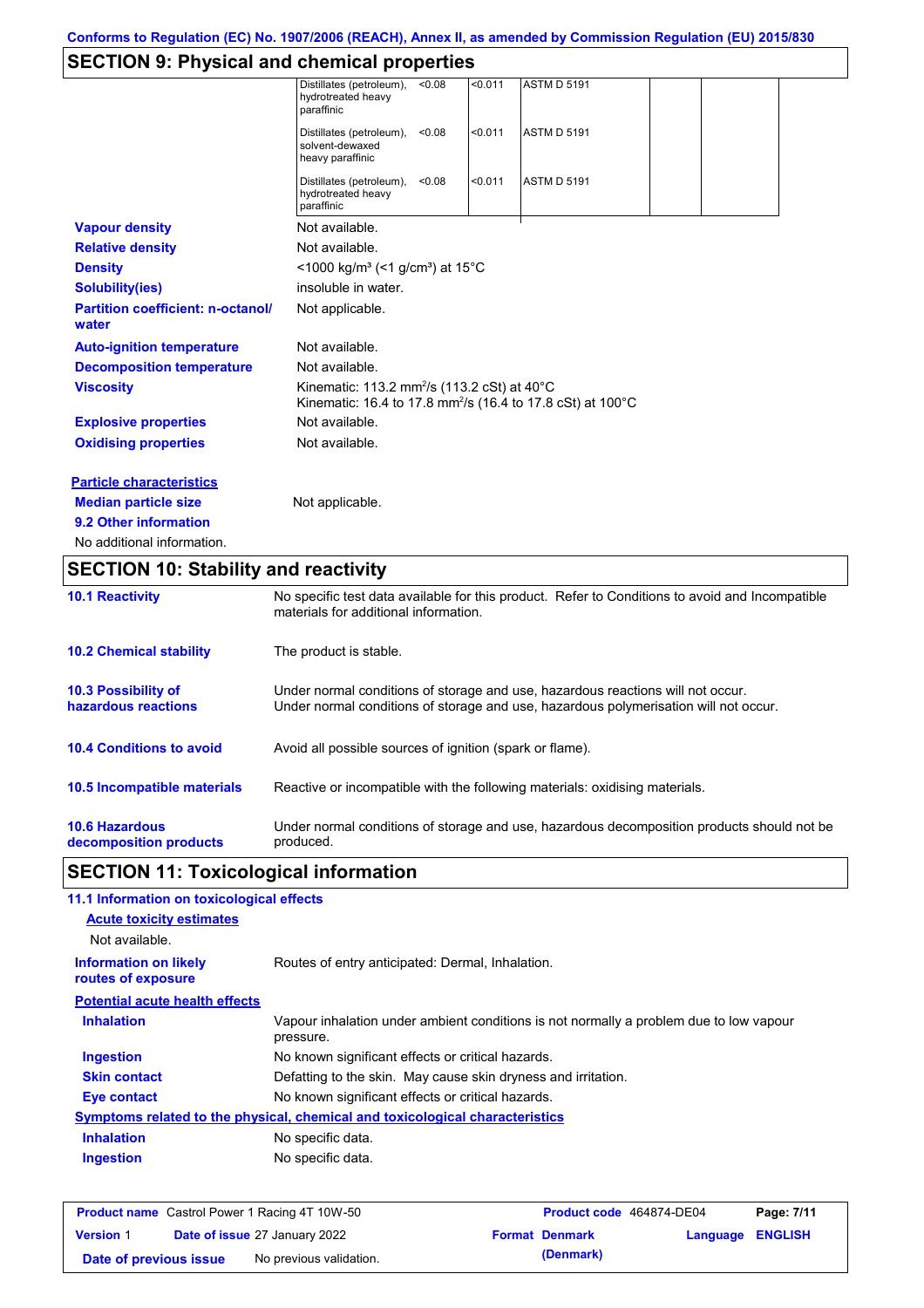## SECTION 9: Physical and chemical properties

| | | | | | |
|---|---|---|---|---|---|
| Distillates (petroleum), hydrotreated heavy paraffinic | <0.08 | <0.011 | ASTM D 5191 | | |
| Distillates (petroleum), solvent-dewaxed heavy paraffinic | <0.08 | <0.011 | ASTM D 5191 | | |
| Distillates (petroleum), hydrotreated heavy paraffinic | <0.08 | <0.011 | ASTM D 5191 | | |

**Vapour density** Not available.

**Relative density** Not available.

**Density** <1000 kg/m³ (<1 g/cm³) at 15°C

**Solubility(ies)** insoluble in water.

**Partition coefficient: n-octanol/water** Not applicable.

**Auto-ignition temperature** Not available.

**Decomposition temperature** Not available.

**Viscosity** Kinematic: 113.2 mm²/s (113.2 cSt) at 40°C
Kinematic: 16.4 to 17.8 mm²/s (16.4 to 17.8 cSt) at 100°C

**Explosive properties** Not available.

**Oxidising properties** Not available.

**Particle characteristics**

**Median particle size** Not applicable.

**9.2 Other information**

No additional information.

## SECTION 10: Stability and reactivity

**10.1 Reactivity** No specific test data available for this product. Refer to Conditions to avoid and Incompatible materials for additional information.

**10.2 Chemical stability** The product is stable.

**10.3 Possibility of hazardous reactions** Under normal conditions of storage and use, hazardous reactions will not occur.
Under normal conditions of storage and use, hazardous polymerisation will not occur.

**10.4 Conditions to avoid** Avoid all possible sources of ignition (spark or flame).

**10.5 Incompatible materials** Reactive or incompatible with the following materials: oxidising materials.

**10.6 Hazardous decomposition products** Under normal conditions of storage and use, hazardous decomposition products should not be produced.

## SECTION 11: Toxicological information

**11.1 Information on toxicological effects**

**Acute toxicity estimates**

Not available.

**Information on likely routes of exposure** Routes of entry anticipated: Dermal, Inhalation.

**Potential acute health effects**

**Inhalation** Vapour inhalation under ambient conditions is not normally a problem due to low vapour pressure.

**Ingestion** No known significant effects or critical hazards.

**Skin contact** Defatting to the skin. May cause skin dryness and irritation.

**Eye contact** No known significant effects or critical hazards.

**Symptoms related to the physical, chemical and toxicological characteristics**

**Inhalation** No specific data.

**Ingestion** No specific data.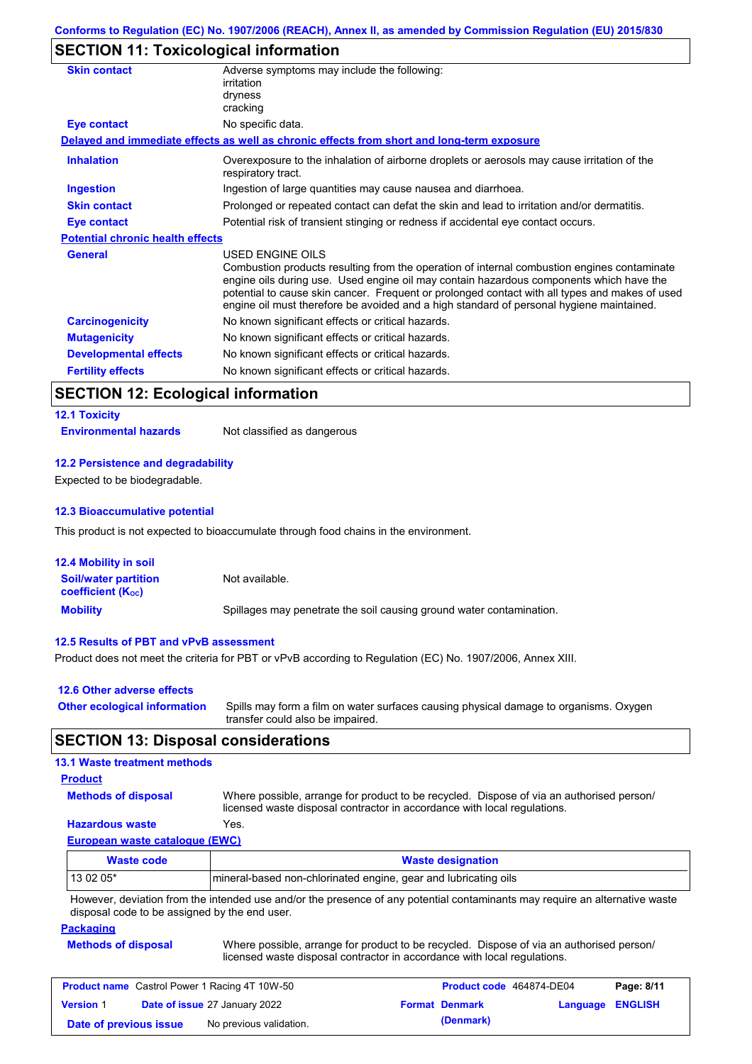## SECTION 11: Toxicological information

**Skin contact** Adverse symptoms may include the following:
irritation
dryness
cracking

**Eye contact** No specific data.

**Delayed and immediate effects as well as chronic effects from short and long-term exposure**

**Inhalation** Overexposure to the inhalation of airborne droplets or aerosols may cause irritation of the respiratory tract.

**Ingestion** Ingestion of large quantities may cause nausea and diarrhoea.

**Skin contact** Prolonged or repeated contact can defat the skin and lead to irritation and/or dermatitis.

**Eye contact** Potential risk of transient stinging or redness if accidental eye contact occurs.

**Potential chronic health effects**

**General** USED ENGINE OILS
Combustion products resulting from the operation of internal combustion engines contaminate engine oils during use. Used engine oil may contain hazardous components which have the potential to cause skin cancer. Frequent or prolonged contact with all types and makes of used engine oil must therefore be avoided and a high standard of personal hygiene maintained.

**Carcinogenicity** No known significant effects or critical hazards.

**Mutagenicity** No known significant effects or critical hazards.

**Developmental effects** No known significant effects or critical hazards.

**Fertility effects** No known significant effects or critical hazards.

## SECTION 12: Ecological information

### 12.1 Toxicity

**Environmental hazards** Not classified as dangerous

### 12.2 Persistence and degradability

Expected to be biodegradable.

### 12.3 Bioaccumulative potential

This product is not expected to bioaccumulate through food chains in the environment.

### 12.4 Mobility in soil

**Soil/water partition coefficient ($K_{OC}$)** Not available.

**Mobility** Spillages may penetrate the soil causing ground water contamination.

### 12.5 Results of PBT and vPvB assessment

Product does not meet the criteria for PBT or vPvB according to Regulation (EC) No. 1907/2006, Annex XIII.

### 12.6 Other adverse effects

**Other ecological information** Spills may form a film on water surfaces causing physical damage to organisms. Oxygen transfer could also be impaired.

## SECTION 13: Disposal considerations

### 13.1 Waste treatment methods

**Product**

**Methods of disposal** Where possible, arrange for product to be recycled. Dispose of via an authorised person/ licensed waste disposal contractor in accordance with local regulations.

**Hazardous waste** Yes.

**European waste catalogue (EWC)**

| Waste code | Waste designation |
|---|---|
| 13 02 05* | mineral-based non-chlorinated engine, gear and lubricating oils |

However, deviation from the intended use and/or the presence of any potential contaminants may require an alternative waste disposal code to be assigned by the end user.

**Packaging**

**Methods of disposal** Where possible, arrange for product to be recycled. Dispose of via an authorised person/ licensed waste disposal contractor in accordance with local regulations.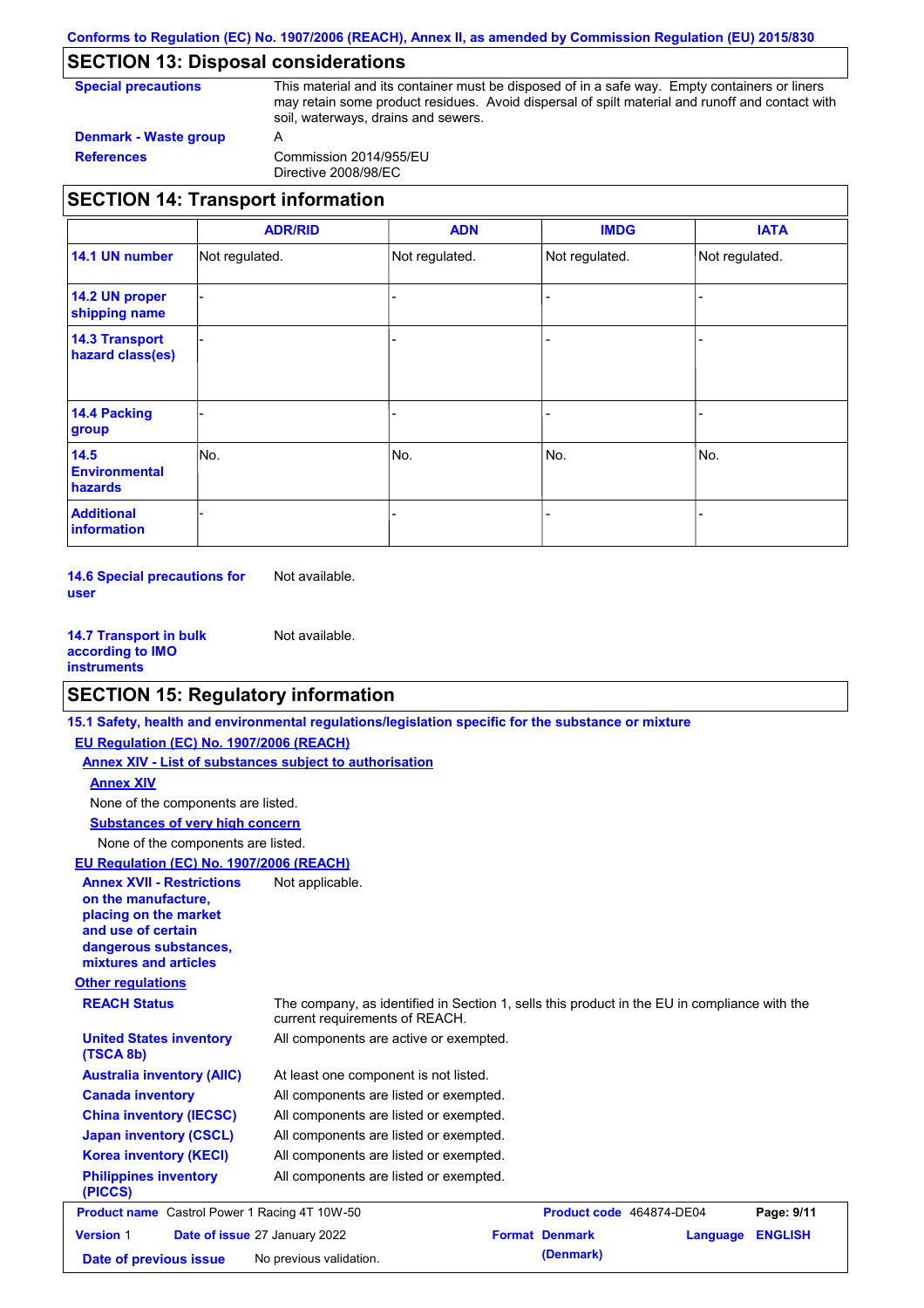## SECTION 13: Disposal considerations

**Special precautions**
This material and its container must be disposed of in a safe way. Empty containers or liners may retain some product residues. Avoid dispersal of spilt material and runoff and contact with soil, waterways, drains and sewers.

**Denmark - Waste group**
A

**References**
Commission 2014/955/EU
Directive 2008/98/EC

## SECTION 14: Transport information

| | ADR/RID | ADN | IMDG | IATA |
|---|---|---|---|---|
| **14.1 UN number** | Not regulated. | Not regulated. | Not regulated. | Not regulated. |
| **14.2 UN proper shipping name** | - | - | - | - |
| **14.3 Transport hazard class(es)** | - | - | - | - |
| **14.4 Packing group** | - | - | - | - |
| **14.5 Environmental hazards** | No. | No. | No. | No. |
| **Additional information** | - | - | - | - |

**14.6 Special precautions for user**
Not available.

**14.7 Transport in bulk according to IMO instruments**
Not available.

## SECTION 15: Regulatory information

**15.1 Safety, health and environmental regulations/legislation specific for the substance or mixture**

**EU Regulation (EC) No. 1907/2006 (REACH)**

**Annex XIV - List of substances subject to authorisation**

**Annex XIV**

None of the components are listed.

**Substances of very high concern**

None of the components are listed.

**EU Regulation (EC) No. 1907/2006 (REACH)**

**Annex XVII - Restrictions on the manufacture, placing on the market and use of certain dangerous substances, mixtures and articles**
Not applicable.

**Other regulations**

**REACH Status**
The company, as identified in Section 1, sells this product in the EU in compliance with the current requirements of REACH.

**United States inventory (TSCA 8b)**
All components are active or exempted.

**Australia inventory (AIIC)**
At least one component is not listed.

**Canada inventory**
All components are listed or exempted.

**China inventory (IECSC)**
All components are listed or exempted.

**Japan inventory (CSCL)**
All components are listed or exempted.

**Korea inventory (KECI)**
All components are listed or exempted.

**Philippines inventory (PICCS)**
All components are listed or exempted.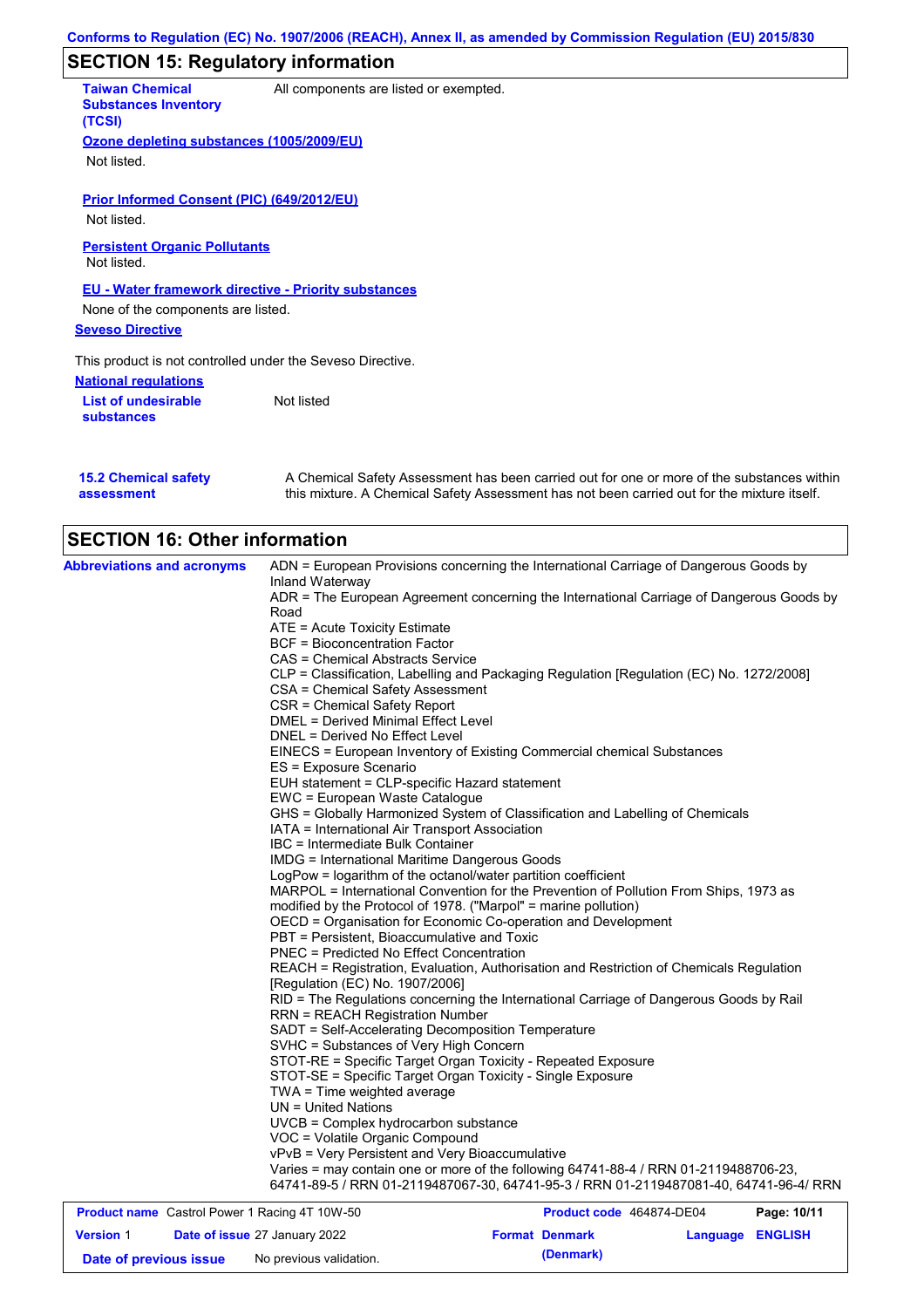## SECTION 15: Regulatory information

**Taiwan Chemical Substances Inventory (TCSI)**: All components are listed or exempted.

**Ozone depleting substances (1005/2009/EU)**

Not listed.

**Prior Informed Consent (PIC) (649/2012/EU)**

Not listed.

**Persistent Organic Pollutants**

Not listed.

**EU - Water framework directive - Priority substances**

None of the components are listed.

**Seveso Directive**

This product is not controlled under the Seveso Directive.

**National regulations**

**List of undesirable substances**: Not listed

**15.2 Chemical safety assessment**: A Chemical Safety Assessment has been carried out for one or more of the substances within this mixture. A Chemical Safety Assessment has not been carried out for the mixture itself.

## SECTION 16: Other information

**Abbreviations and acronyms**

ADN = European Provisions concerning the International Carriage of Dangerous Goods by Inland Waterway
ADR = The European Agreement concerning the International Carriage of Dangerous Goods by Road
ATE = Acute Toxicity Estimate
BCF = Bioconcentration Factor
CAS = Chemical Abstracts Service
CLP = Classification, Labelling and Packaging Regulation [Regulation (EC) No. 1272/2008]
CSA = Chemical Safety Assessment
CSR = Chemical Safety Report
DMEL = Derived Minimal Effect Level
DNEL = Derived No Effect Level
EINECS = European Inventory of Existing Commercial chemical Substances
ES = Exposure Scenario
EUH statement = CLP-specific Hazard statement
EWC = European Waste Catalogue
GHS = Globally Harmonized System of Classification and Labelling of Chemicals
IATA = International Air Transport Association
IBC = Intermediate Bulk Container
IMDG = International Maritime Dangerous Goods
LogPow = logarithm of the octanol/water partition coefficient
MARPOL = International Convention for the Prevention of Pollution From Ships, 1973 as modified by the Protocol of 1978. ("Marpol" = marine pollution)
OECD = Organisation for Economic Co-operation and Development
PBT = Persistent, Bioaccumulative and Toxic
PNEC = Predicted No Effect Concentration
REACH = Registration, Evaluation, Authorisation and Restriction of Chemicals Regulation [Regulation (EC) No. 1907/2006]
RID = The Regulations concerning the International Carriage of Dangerous Goods by Rail
RRN = REACH Registration Number
SADT = Self-Accelerating Decomposition Temperature
SVHC = Substances of Very High Concern
STOT-RE = Specific Target Organ Toxicity - Repeated Exposure
STOT-SE = Specific Target Organ Toxicity - Single Exposure
TWA = Time weighted average
UN = United Nations
UVCB = Complex hydrocarbon substance
VOC = Volatile Organic Compound
vPvB = Very Persistent and Very Bioaccumulative
Varies = may contain one or more of the following 64741-88-4 / RRN 01-2119488706-23, 64741-89-5 / RRN 01-2119487067-30, 64741-95-3 / RRN 01-2119487081-40, 64741-96-4/ RRN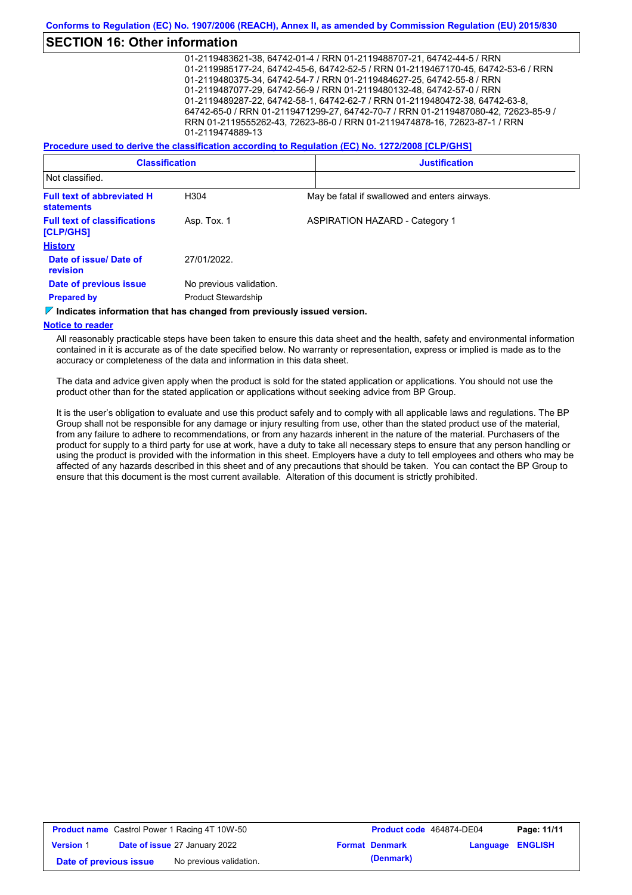## SECTION 16: Other information

01-2119483621-38, 64742-01-4 / RRN 01-2119488707-21, 64742-44-5 / RRN 01-2119985177-24, 64742-45-6, 64742-52-5 / RRN 01-2119467170-45, 64742-53-6 / RRN 01-2119480375-34, 64742-54-7 / RRN 01-2119484627-25, 64742-55-8 / RRN 01-2119487077-29, 64742-56-9 / RRN 01-2119480132-48, 64742-57-0 / RRN 01-2119489287-22, 64742-58-1, 64742-62-7 / RRN 01-2119480472-38, 64742-63-8, 64742-65-0 / RRN 01-2119471299-27, 64742-70-7 / RRN 01-2119487080-42, 72623-85-9 / RRN 01-2119555262-43, 72623-86-0 / RRN 01-2119474878-16, 72623-87-1 / RRN 01-2119474889-13

**Procedure used to derive the classification according to Regulation (EC) No. 1272/2008 [CLP/GHS]**

| Classification | Justification |
|---|---|
| Not classified. | |

| | | |
|---|---|---|
| **Full text of abbreviated H statements** | H304 | May be fatal if swallowed and enters airways. |
| **Full text of classifications [CLP/GHS]** | Asp. Tox. 1 | ASPIRATION HAZARD - Category 1 |

**History**

| | |
|---|---|
| **Date of issue/ Date of revision** | 27/01/2022. |
| **Date of previous issue** | No previous validation. |
| **Prepared by** | Product Stewardship |

**Indicates information that has changed from previously issued version.**

**Notice to reader**

All reasonably practicable steps have been taken to ensure this data sheet and the health, safety and environmental information contained in it is accurate as of the date specified below. No warranty or representation, express or implied is made as to the accuracy or completeness of the data and information in this data sheet.

The data and advice given apply when the product is sold for the stated application or applications. You should not use the product other than for the stated application or applications without seeking advice from BP Group.

It is the user's obligation to evaluate and use this product safely and to comply with all applicable laws and regulations. The BP Group shall not be responsible for any damage or injury resulting from use, other than the stated product use of the material, from any failure to adhere to recommendations, or from any hazards inherent in the nature of the material. Purchasers of the product for supply to a third party for use at work, have a duty to take all necessary steps to ensure that any person handling or using the product is provided with the information in this sheet. Employers have a duty to tell employees and others who may be affected of any hazards described in this sheet and of any precautions that should be taken. You can contact the BP Group to ensure that this document is the most current available. Alteration of this document is strictly prohibited.